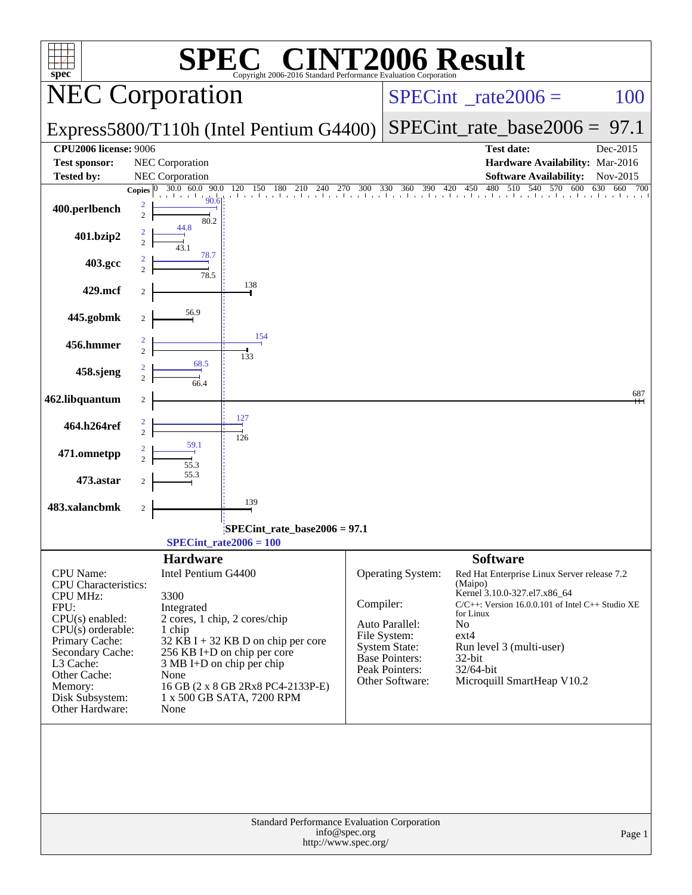# SPEC CINT2006 Result

Copyright 2006-2016 Standard Performance Evaluation Corporation

## NEC Corporation

**Express5800/T110h (Intel Pentium G4400)**

SPECint_rate2006 = 100

SPECint_rate_base2006 = 97.1

| | | | |
|---|---|---|---|
| **CPU2006 license:** 9006 | | **Test date:** | Dec-2015 |
| **Test sponsor:** | NEC Corporation | **Hardware Availability:** | Mar-2016 |
| **Tested by:** | NEC Corporation | **Software Availability:** | Nov-2015 |

| Benchmark | Copies (peak) | Peak | Copies (base) | Base |
|---|---|---|---|---|
| 400.perlbench | 2 | 90.6 | 2 | 80.2 |
| 401.bzip2 | 2 | 44.8 | 2 | 43.1 |
| 403.gcc | 2 | 78.7 | 2 | 78.5 |
| 429.mcf | | | 2 | 138 |
| 445.gobmk | | | 2 | 56.9 |
| 456.hmmer | 2 | 154 | 2 | 133 |
| 458.sjeng | 2 | 68.5 | 2 | 66.4 |
| 462.libquantum | | | 2 | 687 |
| 464.h264ref | 2 | 127 | 2 | 126 |
| 471.omnetpp | 2 | 59.1 | 2 | 55.3 |
| 473.astar | | | 2 | 55.3 |
| 483.xalancbmk | | | 2 | 139 |

SPECint_rate_base2006 = 97.1

SPECint_rate2006 = 100

### Hardware

| | |
|---|---|
| CPU Name: | Intel Pentium G4400 |
| CPU Characteristics: | |
| CPU MHz: | 3300 |
| FPU: | Integrated |
| CPU(s) enabled: | 2 cores, 1 chip, 2 cores/chip |
| CPU(s) orderable: | 1 chip |
| Primary Cache: | 32 KB I + 32 KB D on chip per core |
| Secondary Cache: | 256 KB I+D on chip per core |
| L3 Cache: | 3 MB I+D on chip per chip |
| Other Cache: | None |
| Memory: | 16 GB (2 x 8 GB 2Rx8 PC4-2133P-E) |
| Disk Subsystem: | 1 x 500 GB SATA, 7200 RPM |
| Other Hardware: | None |

### Software

| | |
|---|---|
| Operating System: | Red Hat Enterprise Linux Server release 7.2 (Maipo) Kernel 3.10.0-327.el7.x86_64 |
| Compiler: | C/C++: Version 16.0.0.101 of Intel C++ Studio XE for Linux |
| Auto Parallel: | No |
| File System: | ext4 |
| System State: | Run level 3 (multi-user) |
| Base Pointers: | 32-bit |
| Peak Pointers: | 32/64-bit |
| Other Software: | Microquill SmartHeap V10.2 |

Standard Performance Evaluation Corporation
info@spec.org
http://www.spec.org/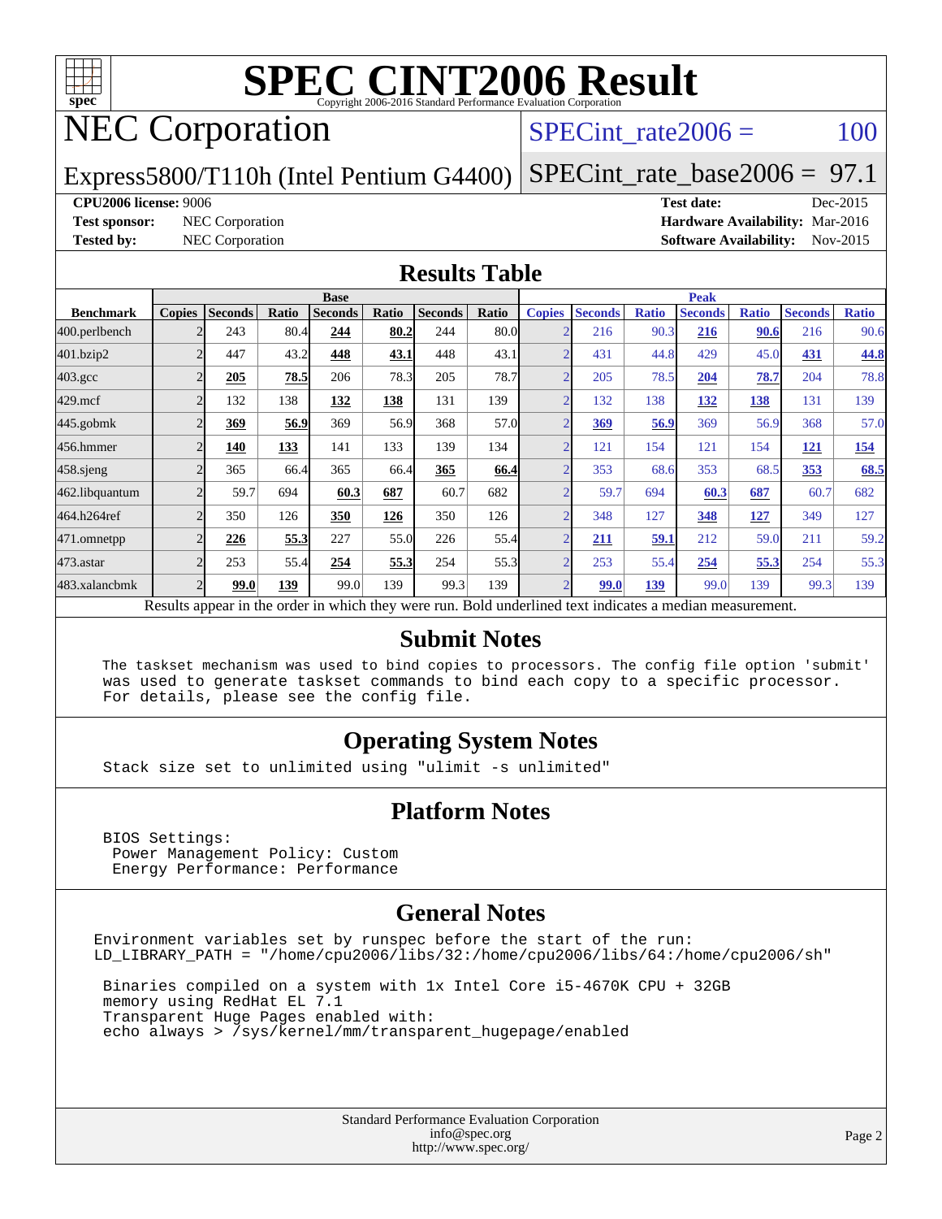# SPEC CINT2006 Result

Copyright 2006-2016 Standard Performance Evaluation Corporation

## NEC Corporation

Express5800/T110h (Intel Pentium G4400)

SPECint_rate2006 = 100

SPECint_rate_base2006 = 97.1

**CPU2006 license:** 9006

**Test sponsor:** NEC Corporation

**Tested by:** NEC Corporation

**Test date:** Dec-2015

**Hardware Availability:** Mar-2016

**Software Availability:** Nov-2015

## Results Table

| Benchmark | Base | | | | | | | Peak | | | | | | |
|---|---|---|---|---|---|---|---|---|---|---|---|---|---|---|
| | Copies | Seconds | Ratio | Seconds | Ratio | Seconds | Ratio | Copies | Seconds | Ratio | Seconds | Ratio | Seconds | Ratio |
| 400.perlbench | 2 | 243 | 80.4 | **244** | **80.2** | 244 | 80.0 | 2 | 216 | 90.3 | **216** | **90.6** | 216 | 90.6 |
| 401.bzip2 | 2 | 447 | 43.2 | **448** | **43.1** | 448 | 43.1 | 2 | 431 | 44.8 | 429 | 45.0 | **431** | **44.8** |
| 403.gcc | 2 | **205** | **78.5** | 206 | 78.3 | 205 | 78.7 | 2 | 205 | 78.5 | **204** | **78.7** | 204 | 78.8 |
| 429.mcf | 2 | 132 | 138 | **132** | **138** | 131 | 139 | 2 | 132 | 138 | **132** | **138** | 131 | 139 |
| 445.gobmk | 2 | **369** | **56.9** | 369 | 56.9 | 368 | 57.0 | 2 | **369** | **56.9** | 369 | 56.9 | 368 | 57.0 |
| 456.hmmer | 2 | **140** | **133** | 141 | 133 | 139 | 134 | 2 | 121 | 154 | 121 | 154 | **121** | **154** |
| 458.sjeng | 2 | 365 | 66.4 | 365 | 66.4 | **365** | **66.4** | 2 | 353 | 68.6 | 353 | 68.5 | **353** | **68.5** |
| 462.libquantum | 2 | 59.7 | 694 | **60.3** | **687** | 60.7 | 682 | 2 | 59.7 | 694 | **60.3** | **687** | 60.7 | 682 |
| 464.h264ref | 2 | 350 | 126 | **350** | **126** | 350 | 126 | 2 | 348 | 127 | **348** | **127** | 349 | 127 |
| 471.omnetpp | 2 | **226** | **55.3** | 227 | 55.0 | 226 | 55.4 | 2 | **211** | **59.1** | 212 | 59.0 | 211 | 59.2 |
| 473.astar | 2 | 253 | 55.4 | **254** | **55.3** | 254 | 55.3 | 2 | 253 | 55.4 | **254** | **55.3** | 254 | 55.3 |
| 483.xalancbmk | 2 | **99.0** | **139** | 99.0 | 139 | 99.3 | 139 | 2 | **99.0** | **139** | 99.0 | 139 | 99.3 | 139 |

Results appear in the order in which they were run. Bold underlined text indicates a median measurement.

## Submit Notes

```
The taskset mechanism was used to bind copies to processors. The config file option 'submit'
was used to generate taskset commands to bind each copy to a specific processor.
For details, please see the config file.
```

## Operating System Notes

```
Stack size set to unlimited using "ulimit -s unlimited"
```

## Platform Notes

```
BIOS Settings:
 Power Management Policy: Custom
 Energy Performance: Performance
```

## General Notes

```
Environment variables set by runspec before the start of the run:
LD_LIBRARY_PATH = "/home/cpu2006/libs/32:/home/cpu2006/libs/64:/home/cpu2006/sh"

 Binaries compiled on a system with 1x Intel Core i5-4670K CPU + 32GB
 memory using RedHat EL 7.1
 Transparent Huge Pages enabled with:
 echo always > /sys/kernel/mm/transparent_hugepage/enabled
```

Standard Performance Evaluation Corporation
info@spec.org
http://www.spec.org/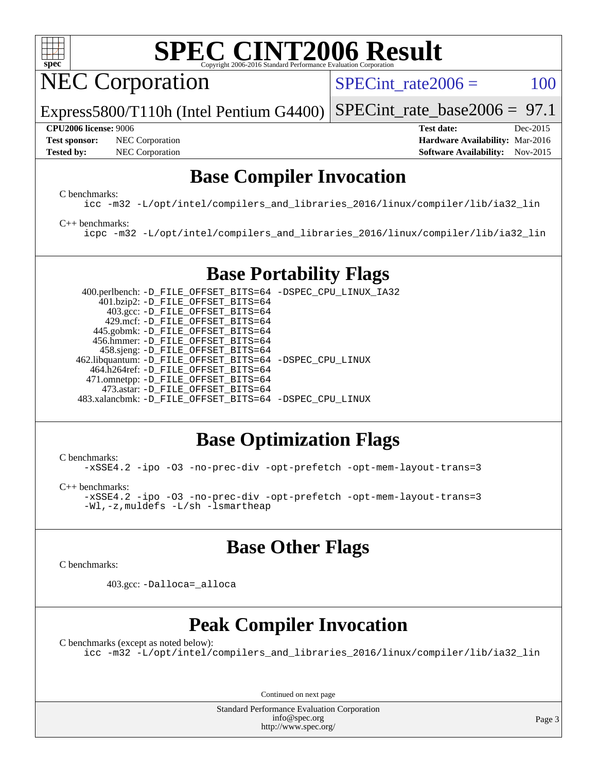## Base Compiler Invocation

C benchmarks:

```
icc -m32 -L/opt/intel/compilers_and_libraries_2016/linux/compiler/lib/ia32_lin
```

C++ benchmarks:

```
icpc -m32 -L/opt/intel/compilers_and_libraries_2016/linux/compiler/lib/ia32_lin
```

## Base Portability Flags

```
   400.perlbench: -D_FILE_OFFSET_BITS=64 -DSPEC_CPU_LINUX_IA32
       401.bzip2: -D_FILE_OFFSET_BITS=64
         403.gcc: -D_FILE_OFFSET_BITS=64
         429.mcf: -D_FILE_OFFSET_BITS=64
       445.gobmk: -D_FILE_OFFSET_BITS=64
      456.hmmer: -D_FILE_OFFSET_BITS=64
       458.sjeng: -D_FILE_OFFSET_BITS=64
  462.libquantum: -D_FILE_OFFSET_BITS=64 -DSPEC_CPU_LINUX
     464.h264ref: -D_FILE_OFFSET_BITS=64
     471.omnetpp: -D_FILE_OFFSET_BITS=64
       473.astar: -D_FILE_OFFSET_BITS=64
   483.xalancbmk: -D_FILE_OFFSET_BITS=64 -DSPEC_CPU_LINUX
```

## Base Optimization Flags

C benchmarks:

```
-xSSE4.2 -ipo -O3 -no-prec-div -opt-prefetch -opt-mem-layout-trans=3
```

C++ benchmarks:

```
-xSSE4.2 -ipo -O3 -no-prec-div -opt-prefetch -opt-mem-layout-trans=3
-Wl,-z,muldefs -L/sh -lsmartheap
```

## Base Other Flags

C benchmarks:

```
403.gcc: -Dalloca=_alloca
```

## Peak Compiler Invocation

C benchmarks (except as noted below):

```
icc -m32 -L/opt/intel/compilers_and_libraries_2016/linux/compiler/lib/ia32_lin
```

Continued on next page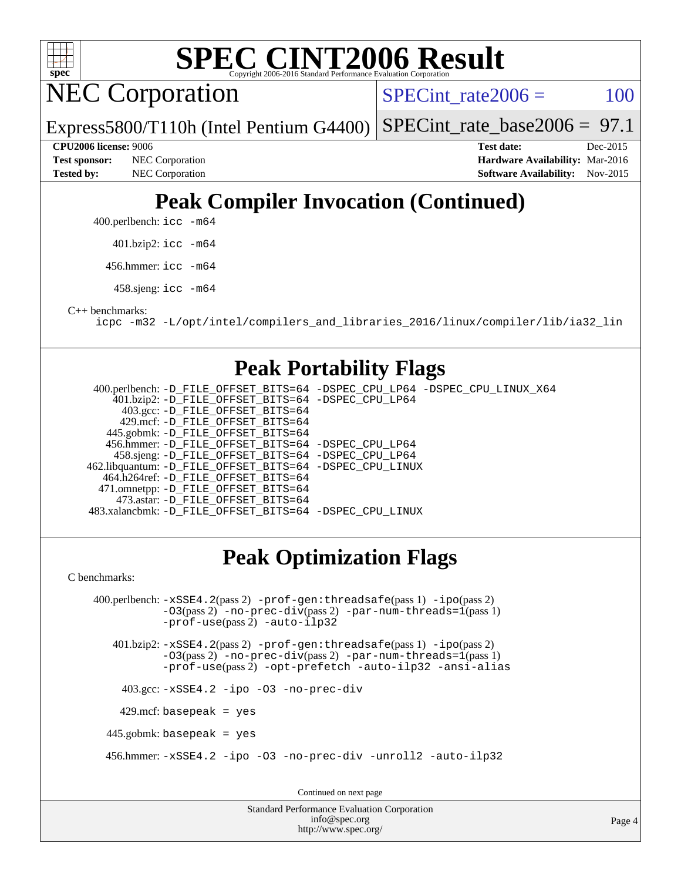# SPEC CINT2006 Result

## NEC Corporation

Express5800/T110h (Intel Pentium G4400)

SPECint_rate2006 = 100

SPECint_rate_base2006 = 97.1

| | | | |
|---|---|---|---|
| **CPU2006 license:** 9006 | | **Test date:** | Dec-2015 |
| **Test sponsor:** | NEC Corporation | **Hardware Availability:** | Mar-2016 |
| **Tested by:** | NEC Corporation | **Software Availability:** | Nov-2015 |

## Peak Compiler Invocation (Continued)

400.perlbench: `icc -m64`

401.bzip2: `icc -m64`

456.hmmer: `icc -m64`

458.sjeng: `icc -m64`

C++ benchmarks:

`icpc -m32 -L/opt/intel/compilers_and_libraries_2016/linux/compiler/lib/ia32_lin`

## Peak Portability Flags

400.perlbench: `-D_FILE_OFFSET_BITS=64 -DSPEC_CPU_LP64 -DSPEC_CPU_LINUX_X64`
401.bzip2: `-D_FILE_OFFSET_BITS=64 -DSPEC_CPU_LP64`
403.gcc: `-D_FILE_OFFSET_BITS=64`
429.mcf: `-D_FILE_OFFSET_BITS=64`
445.gobmk: `-D_FILE_OFFSET_BITS=64`
456.hmmer: `-D_FILE_OFFSET_BITS=64 -DSPEC_CPU_LP64`
458.sjeng: `-D_FILE_OFFSET_BITS=64 -DSPEC_CPU_LP64`
462.libquantum: `-D_FILE_OFFSET_BITS=64 -DSPEC_CPU_LINUX`
464.h264ref: `-D_FILE_OFFSET_BITS=64`
471.omnetpp: `-D_FILE_OFFSET_BITS=64`
473.astar: `-D_FILE_OFFSET_BITS=64`
483.xalancbmk: `-D_FILE_OFFSET_BITS=64 -DSPEC_CPU_LINUX`

## Peak Optimization Flags

C benchmarks:

400.perlbench: `-xSSE4.2`(pass 2) `-prof-gen:threadsafe`(pass 1) `-ipo`(pass 2) `-O3`(pass 2) `-no-prec-div`(pass 2) `-par-num-threads=1`(pass 1) `-prof-use`(pass 2) `-auto-ilp32`

401.bzip2: `-xSSE4.2`(pass 2) `-prof-gen:threadsafe`(pass 1) `-ipo`(pass 2) `-O3`(pass 2) `-no-prec-div`(pass 2) `-par-num-threads=1`(pass 1) `-prof-use`(pass 2) `-opt-prefetch -auto-ilp32 -ansi-alias`

403.gcc: `-xSSE4.2 -ipo -O3 -no-prec-div`

429.mcf: `basepeak = yes`

445.gobmk: `basepeak = yes`

456.hmmer: `-xSSE4.2 -ipo -O3 -no-prec-div -unroll2 -auto-ilp32`

Continued on next page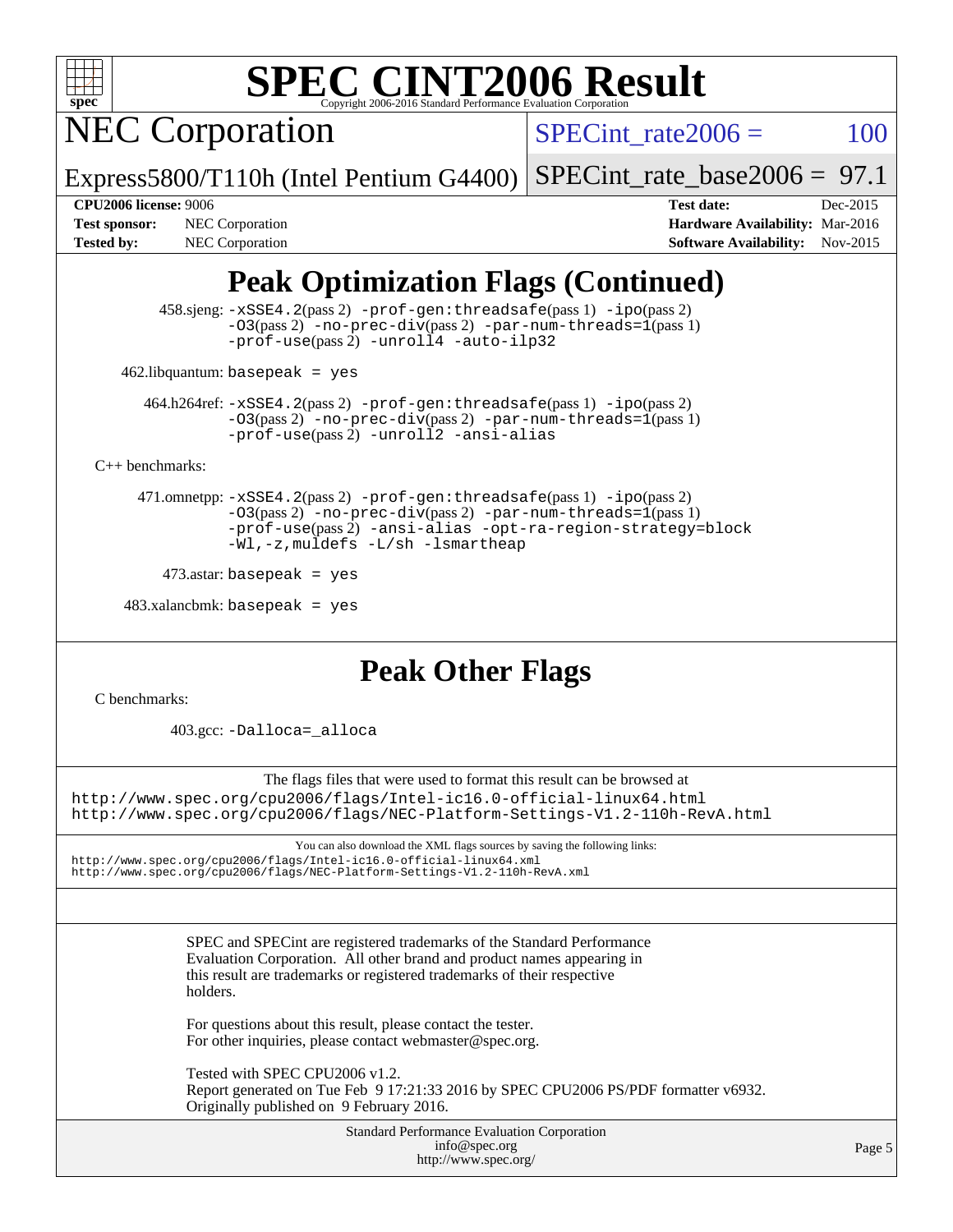# Peak Optimization Flags (Continued)

458.sjeng: -xSSE4.2(pass 2) -prof-gen:threadsafe(pass 1) -ipo(pass 2) -O3(pass 2) -no-prec-div(pass 2) -par-num-threads=1(pass 1) -prof-use(pass 2) -unroll4 -auto-ilp32

462.libquantum: basepeak = yes

464.h264ref: -xSSE4.2(pass 2) -prof-gen:threadsafe(pass 1) -ipo(pass 2) -O3(pass 2) -no-prec-div(pass 2) -par-num-threads=1(pass 1) -prof-use(pass 2) -unroll2 -ansi-alias

C++ benchmarks:

471.omnetpp: -xSSE4.2(pass 2) -prof-gen:threadsafe(pass 1) -ipo(pass 2) -O3(pass 2) -no-prec-div(pass 2) -par-num-threads=1(pass 1) -prof-use(pass 2) -ansi-alias -opt-ra-region-strategy=block -Wl,-z,muldefs -L/sh -lsmartheap

473.astar: basepeak = yes

483.xalancbmk: basepeak = yes

# Peak Other Flags

C benchmarks:

403.gcc: -Dalloca=_alloca

The flags files that were used to format this result can be browsed at
http://www.spec.org/cpu2006/flags/Intel-ic16.0-official-linux64.html
http://www.spec.org/cpu2006/flags/NEC-Platform-Settings-V1.2-110h-RevA.html

You can also download the XML flags sources by saving the following links:
http://www.spec.org/cpu2006/flags/Intel-ic16.0-official-linux64.xml
http://www.spec.org/cpu2006/flags/NEC-Platform-Settings-V1.2-110h-RevA.xml

SPEC and SPECint are registered trademarks of the Standard Performance Evaluation Corporation. All other brand and product names appearing in this result are trademarks or registered trademarks of their respective holders.

For questions about this result, please contact the tester.
For other inquiries, please contact webmaster@spec.org.

Tested with SPEC CPU2006 v1.2.
Report generated on Tue Feb 9 17:21:33 2016 by SPEC CPU2006 PS/PDF formatter v6932.
Originally published on 9 February 2016.